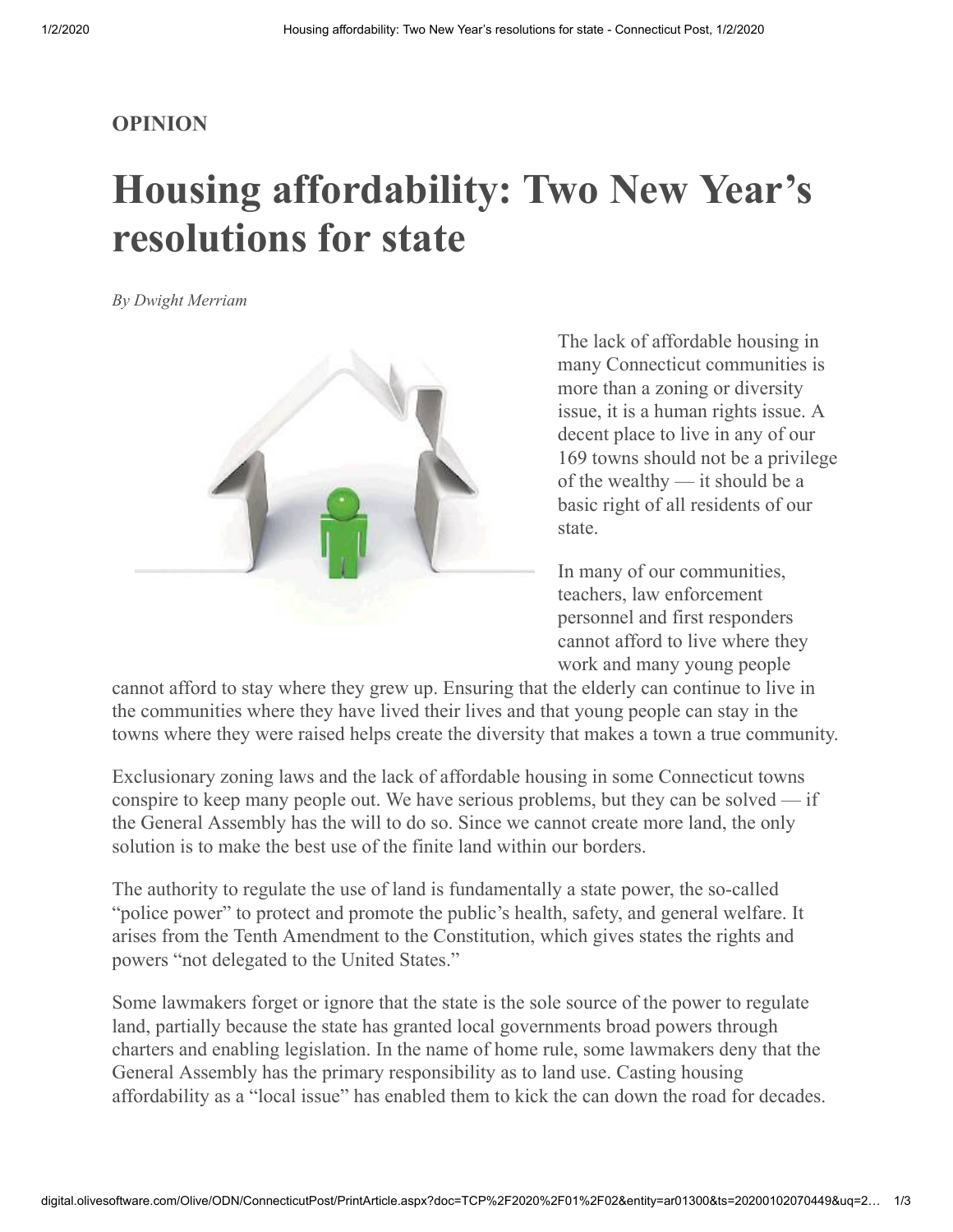**OPINION**

# Housing affordability: Two New Year's resolutions for state

*By Dwight Merriam*

The lack of affordable housing in many Connecticut communities is more than a zoning or diversity issue, it is a human rights issue. A decent place to live in any of our 169 towns should not be a privilege of the wealthy — it should be a basic right of all residents of our state.

In many of our communities, teachers, law enforcement personnel and first responders cannot afford to live where they work and many young people cannot afford to stay where they grew up. Ensuring that the elderly can continue to live in the communities where they have lived their lives and that young people can stay in the towns where they were raised helps create the diversity that makes a town a true community.

Exclusionary zoning laws and the lack of affordable housing in some Connecticut towns conspire to keep many people out. We have serious problems, but they can be solved — if the General Assembly has the will to do so. Since we cannot create more land, the only solution is to make the best use of the finite land within our borders.

The authority to regulate the use of land is fundamentally a state power, the so-called "police power" to protect and promote the public's health, safety, and general welfare. It arises from the Tenth Amendment to the Constitution, which gives states the rights and powers "not delegated to the United States."

Some lawmakers forget or ignore that the state is the sole source of the power to regulate land, partially because the state has granted local governments broad powers through charters and enabling legislation. In the name of home rule, some lawmakers deny that the General Assembly has the primary responsibility as to land use. Casting housing affordability as a "local issue" has enabled them to kick the can down the road for decades.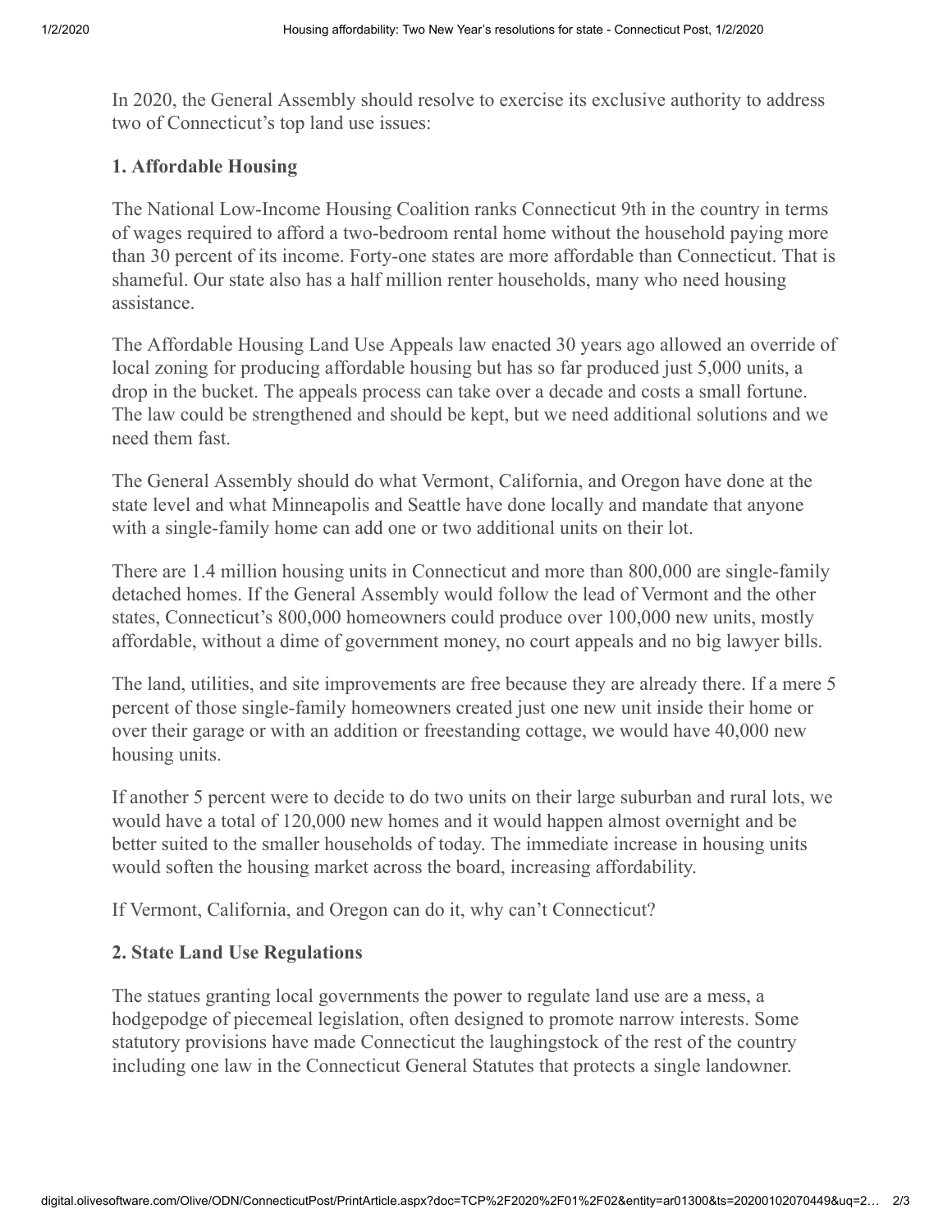In 2020, the General Assembly should resolve to exercise its exclusive authority to address two of Connecticut's top land use issues:

**1. Affordable Housing**

The National Low-Income Housing Coalition ranks Connecticut 9th in the country in terms of wages required to afford a two-bedroom rental home without the household paying more than 30 percent of its income. Forty-one states are more affordable than Connecticut. That is shameful. Our state also has a half million renter households, many who need housing assistance.

The Affordable Housing Land Use Appeals law enacted 30 years ago allowed an override of local zoning for producing affordable housing but has so far produced just 5,000 units, a drop in the bucket. The appeals process can take over a decade and costs a small fortune. The law could be strengthened and should be kept, but we need additional solutions and we need them fast.

The General Assembly should do what Vermont, California, and Oregon have done at the state level and what Minneapolis and Seattle have done locally and mandate that anyone with a single-family home can add one or two additional units on their lot.

There are 1.4 million housing units in Connecticut and more than 800,000 are single-family detached homes. If the General Assembly would follow the lead of Vermont and the other states, Connecticut's 800,000 homeowners could produce over 100,000 new units, mostly affordable, without a dime of government money, no court appeals and no big lawyer bills.

The land, utilities, and site improvements are free because they are already there. If a mere 5 percent of those single-family homeowners created just one new unit inside their home or over their garage or with an addition or freestanding cottage, we would have 40,000 new housing units.

If another 5 percent were to decide to do two units on their large suburban and rural lots, we would have a total of 120,000 new homes and it would happen almost overnight and be better suited to the smaller households of today. The immediate increase in housing units would soften the housing market across the board, increasing affordability.

If Vermont, California, and Oregon can do it, why can't Connecticut?

**2. State Land Use Regulations**

The statues granting local governments the power to regulate land use are a mess, a hodgepodge of piecemeal legislation, often designed to promote narrow interests. Some statutory provisions have made Connecticut the laughingstock of the rest of the country including one law in the Connecticut General Statutes that protects a single landowner.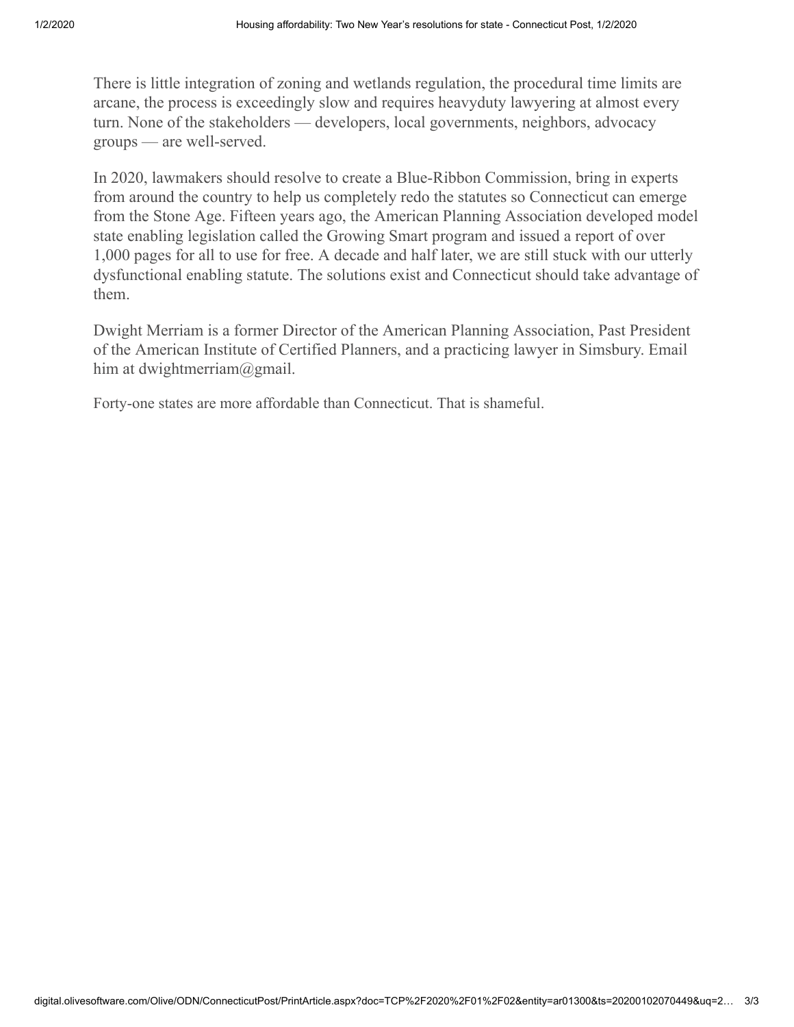There is little integration of zoning and wetlands regulation, the procedural time limits are arcane, the process is exceedingly slow and requires heavyduty lawyering at almost every turn. None of the stakeholders — developers, local governments, neighbors, advocacy groups — are well-served.

In 2020, lawmakers should resolve to create a Blue-Ribbon Commission, bring in experts from around the country to help us completely redo the statutes so Connecticut can emerge from the Stone Age. Fifteen years ago, the American Planning Association developed model state enabling legislation called the Growing Smart program and issued a report of over 1,000 pages for all to use for free. A decade and half later, we are still stuck with our utterly dysfunctional enabling statute. The solutions exist and Connecticut should take advantage of them.

Dwight Merriam is a former Director of the American Planning Association, Past President of the American Institute of Certified Planners, and a practicing lawyer in Simsbury. Email him at dwightmerriam@gmail.

Forty-one states are more affordable than Connecticut. That is shameful.